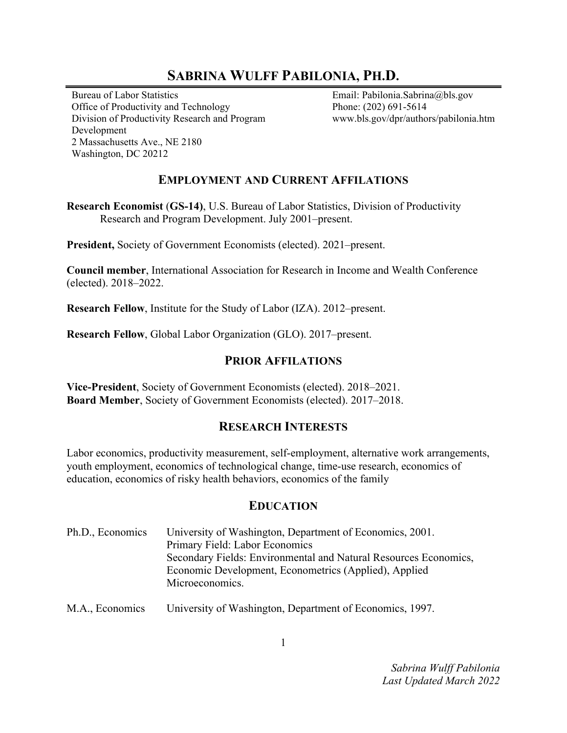# Sabrina Wulff Pabilonia, Ph.D.

Bureau of Labor Statistics
Office of Productivity and Technology
Division of Productivity Research and Program Development
2 Massachusetts Ave., NE 2180
Washington, DC 20212

Email: Pabilonia.Sabrina@bls.gov
Phone: (202) 691-5614
www.bls.gov/dpr/authors/pabilonia.htm

## Employment and Current Affilations

**Research Economist** (**GS-14)**, U.S. Bureau of Labor Statistics, Division of Productivity Research and Program Development. July 2001–present.

**President,** Society of Government Economists (elected). 2021–present.

**Council member**, International Association for Research in Income and Wealth Conference (elected). 2018–2022.

**Research Fellow**, Institute for the Study of Labor (IZA). 2012–present.

**Research Fellow**, Global Labor Organization (GLO). 2017–present.

## Prior Affilations

**Vice-President**, Society of Government Economists (elected). 2018–2021.
**Board Member**, Society of Government Economists (elected). 2017–2018.

## Research Interests

Labor economics, productivity measurement, self-employment, alternative work arrangements, youth employment, economics of technological change, time-use research, economics of education, economics of risky health behaviors, economics of the family

## Education

| | |
|---|---|
| Ph.D., Economics | University of Washington, Department of Economics, 2001. Primary Field: Labor Economics. Secondary Fields: Environmental and Natural Resources Economics, Economic Development, Econometrics (Applied), Applied Microeconomics. |
| M.A., Economics | University of Washington, Department of Economics, 1997. |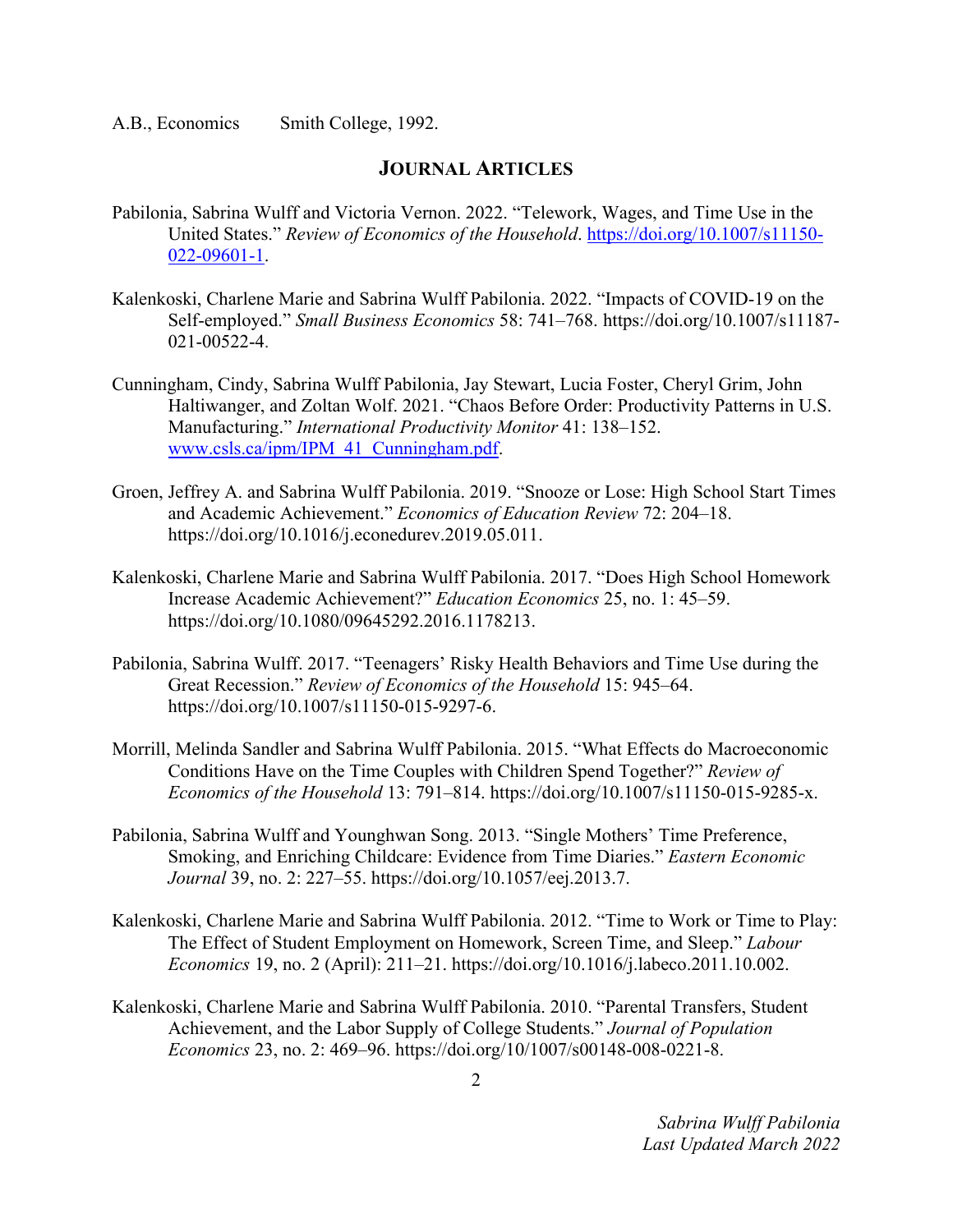A.B., Economics Smith College, 1992.

## JOURNAL ARTICLES

Pabilonia, Sabrina Wulff and Victoria Vernon. 2022. "Telework, Wages, and Time Use in the United States." *Review of Economics of the Household*. https://doi.org/10.1007/s11150-022-09601-1.

Kalenkoski, Charlene Marie and Sabrina Wulff Pabilonia. 2022. "Impacts of COVID-19 on the Self-employed." *Small Business Economics* 58: 741–768. https://doi.org/10.1007/s11187-021-00522-4.

Cunningham, Cindy, Sabrina Wulff Pabilonia, Jay Stewart, Lucia Foster, Cheryl Grim, John Haltiwanger, and Zoltan Wolf. 2021. "Chaos Before Order: Productivity Patterns in U.S. Manufacturing." *International Productivity Monitor* 41: 138–152. www.csls.ca/ipm/IPM_41_Cunningham.pdf.

Groen, Jeffrey A. and Sabrina Wulff Pabilonia. 2019. "Snooze or Lose: High School Start Times and Academic Achievement." *Economics of Education Review* 72: 204–18. https://doi.org/10.1016/j.econedurev.2019.05.011.

Kalenkoski, Charlene Marie and Sabrina Wulff Pabilonia. 2017. "Does High School Homework Increase Academic Achievement?" *Education Economics* 25, no. 1: 45–59. https://doi.org/10.1080/09645292.2016.1178213.

Pabilonia, Sabrina Wulff. 2017. "Teenagers' Risky Health Behaviors and Time Use during the Great Recession." *Review of Economics of the Household* 15: 945–64. https://doi.org/10.1007/s11150-015-9297-6.

Morrill, Melinda Sandler and Sabrina Wulff Pabilonia. 2015. "What Effects do Macroeconomic Conditions Have on the Time Couples with Children Spend Together?" *Review of Economics of the Household* 13: 791–814. https://doi.org/10.1007/s11150-015-9285-x.

Pabilonia, Sabrina Wulff and Younghwan Song. 2013. "Single Mothers' Time Preference, Smoking, and Enriching Childcare: Evidence from Time Diaries." *Eastern Economic Journal* 39, no. 2: 227–55. https://doi.org/10.1057/eej.2013.7.

Kalenkoski, Charlene Marie and Sabrina Wulff Pabilonia. 2012. "Time to Work or Time to Play: The Effect of Student Employment on Homework, Screen Time, and Sleep." *Labour Economics* 19, no. 2 (April): 211–21. https://doi.org/10.1016/j.labeco.2011.10.002.

Kalenkoski, Charlene Marie and Sabrina Wulff Pabilonia. 2010. "Parental Transfers, Student Achievement, and the Labor Supply of College Students." *Journal of Population Economics* 23, no. 2: 469–96. https://doi.org/10/1007/s00148-008-0221-8.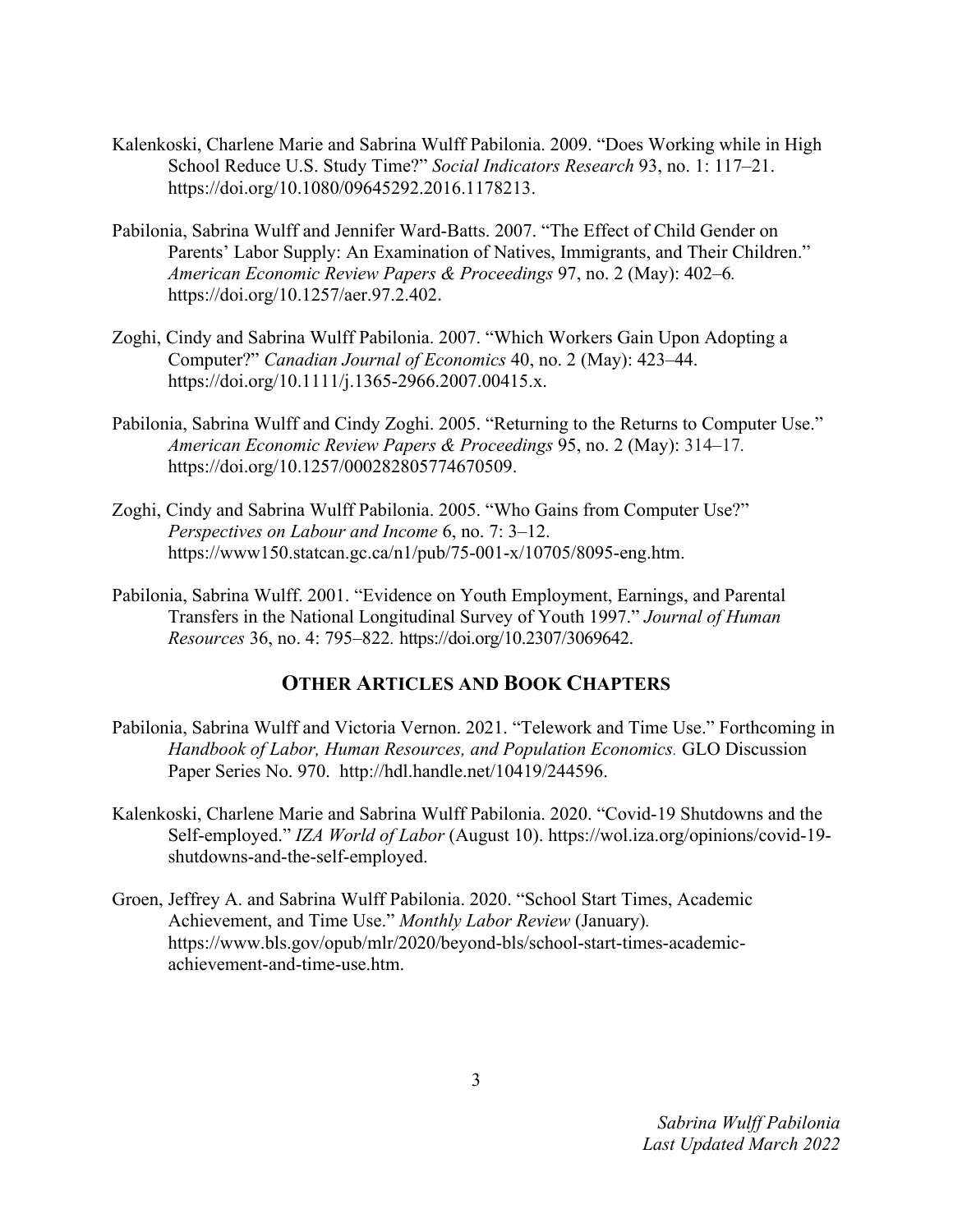Kalenkoski, Charlene Marie and Sabrina Wulff Pabilonia. 2009. "Does Working while in High School Reduce U.S. Study Time?" *Social Indicators Research* 93, no. 1: 117–21. https://doi.org/10.1080/09645292.2016.1178213.

Pabilonia, Sabrina Wulff and Jennifer Ward-Batts. 2007. "The Effect of Child Gender on Parents' Labor Supply: An Examination of Natives, Immigrants, and Their Children." *American Economic Review Papers & Proceedings* 97, no. 2 (May): 402–6. https://doi.org/10.1257/aer.97.2.402.

Zoghi, Cindy and Sabrina Wulff Pabilonia. 2007. "Which Workers Gain Upon Adopting a Computer?" *Canadian Journal of Economics* 40, no. 2 (May): 423–44. https://doi.org/10.1111/j.1365-2966.2007.00415.x.

Pabilonia, Sabrina Wulff and Cindy Zoghi. 2005. "Returning to the Returns to Computer Use." *American Economic Review Papers & Proceedings* 95, no. 2 (May): 314–17. https://doi.org/10.1257/000282805774670509.

Zoghi, Cindy and Sabrina Wulff Pabilonia. 2005. "Who Gains from Computer Use?" *Perspectives on Labour and Income* 6, no. 7: 3–12. https://www150.statcan.gc.ca/n1/pub/75-001-x/10705/8095-eng.htm.

Pabilonia, Sabrina Wulff. 2001. "Evidence on Youth Employment, Earnings, and Parental Transfers in the National Longitudinal Survey of Youth 1997." *Journal of Human Resources* 36, no. 4: 795–822. https://doi.org/10.2307/3069642.

## OTHER ARTICLES AND BOOK CHAPTERS

Pabilonia, Sabrina Wulff and Victoria Vernon. 2021. "Telework and Time Use." Forthcoming in *Handbook of Labor, Human Resources, and Population Economics.* GLO Discussion Paper Series No. 970. http://hdl.handle.net/10419/244596.

Kalenkoski, Charlene Marie and Sabrina Wulff Pabilonia. 2020. "Covid-19 Shutdowns and the Self-employed." *IZA World of Labor* (August 10). https://wol.iza.org/opinions/covid-19-shutdowns-and-the-self-employed.

Groen, Jeffrey A. and Sabrina Wulff Pabilonia. 2020. "School Start Times, Academic Achievement, and Time Use." *Monthly Labor Review* (January). https://www.bls.gov/opub/mlr/2020/beyond-bls/school-start-times-academic-achievement-and-time-use.htm.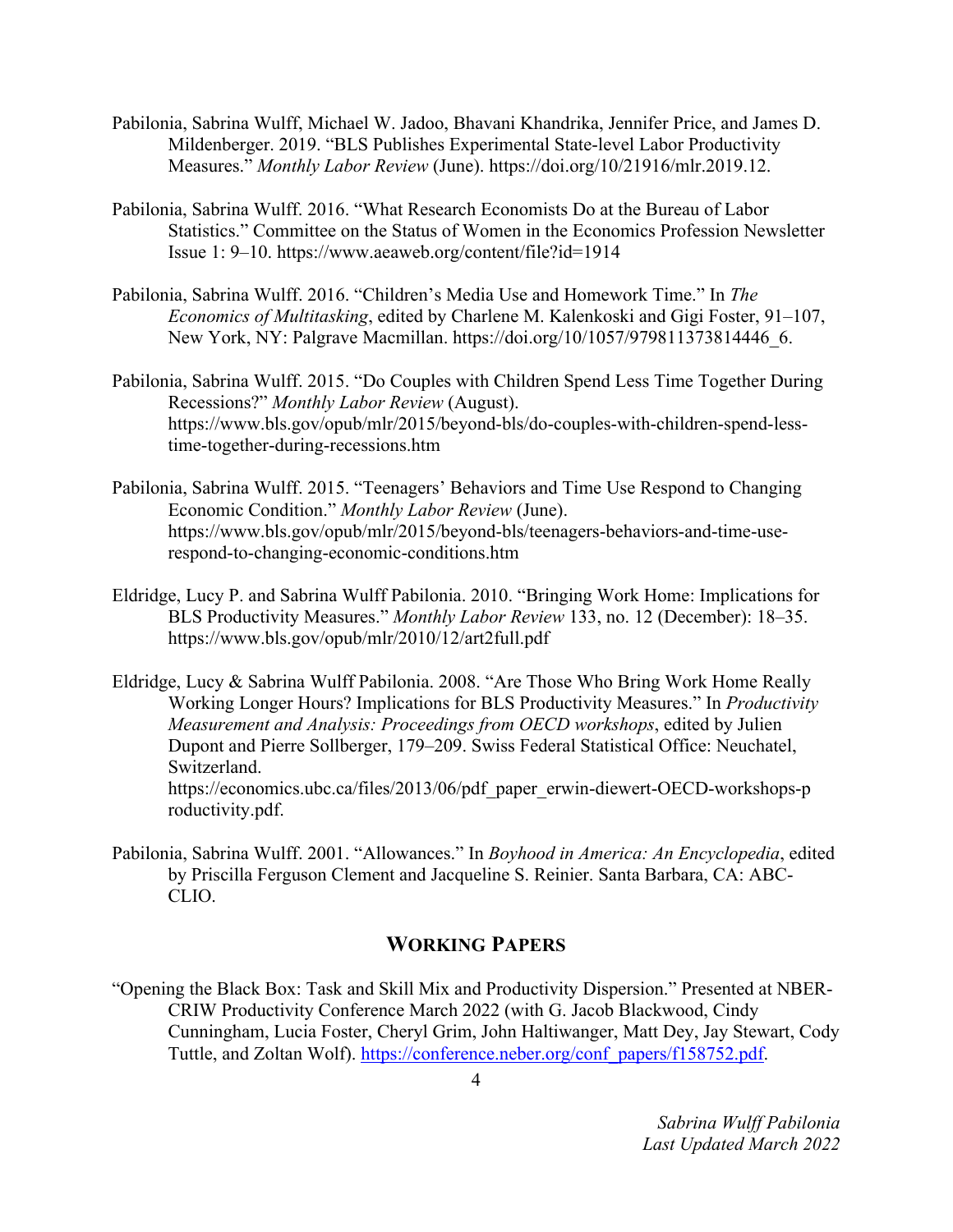Pabilonia, Sabrina Wulff, Michael W. Jadoo, Bhavani Khandrika, Jennifer Price, and James D. Mildenberger. 2019. "BLS Publishes Experimental State-level Labor Productivity Measures." *Monthly Labor Review* (June). https://doi.org/10/21916/mlr.2019.12.

Pabilonia, Sabrina Wulff. 2016. "What Research Economists Do at the Bureau of Labor Statistics." Committee on the Status of Women in the Economics Profession Newsletter Issue 1: 9–10. https://www.aeaweb.org/content/file?id=1914

Pabilonia, Sabrina Wulff. 2016. "Children's Media Use and Homework Time." In *The Economics of Multitasking*, edited by Charlene M. Kalenkoski and Gigi Foster, 91–107, New York, NY: Palgrave Macmillan. https://doi.org/10/1057/979811373814446_6.

Pabilonia, Sabrina Wulff. 2015. "Do Couples with Children Spend Less Time Together During Recessions?" *Monthly Labor Review* (August). https://www.bls.gov/opub/mlr/2015/beyond-bls/do-couples-with-children-spend-less-time-together-during-recessions.htm

Pabilonia, Sabrina Wulff. 2015. "Teenagers' Behaviors and Time Use Respond to Changing Economic Condition." *Monthly Labor Review* (June). https://www.bls.gov/opub/mlr/2015/beyond-bls/teenagers-behaviors-and-time-use-respond-to-changing-economic-conditions.htm

Eldridge, Lucy P. and Sabrina Wulff Pabilonia. 2010. "Bringing Work Home: Implications for BLS Productivity Measures." *Monthly Labor Review* 133, no. 12 (December): 18–35. https://www.bls.gov/opub/mlr/2010/12/art2full.pdf

Eldridge, Lucy & Sabrina Wulff Pabilonia. 2008. "Are Those Who Bring Work Home Really Working Longer Hours? Implications for BLS Productivity Measures." In *Productivity Measurement and Analysis: Proceedings from OECD workshops*, edited by Julien Dupont and Pierre Sollberger, 179–209. Swiss Federal Statistical Office: Neuchatel, Switzerland. https://economics.ubc.ca/files/2013/06/pdf_paper_erwin-diewert-OECD-workshops-productivity.pdf.

Pabilonia, Sabrina Wulff. 2001. "Allowances." In *Boyhood in America: An Encyclopedia*, edited by Priscilla Ferguson Clement and Jacqueline S. Reinier. Santa Barbara, CA: ABC-CLIO.

## WORKING PAPERS

"Opening the Black Box: Task and Skill Mix and Productivity Dispersion." Presented at NBER-CRIW Productivity Conference March 2022 (with G. Jacob Blackwood, Cindy Cunningham, Lucia Foster, Cheryl Grim, John Haltiwanger, Matt Dey, Jay Stewart, Cody Tuttle, and Zoltan Wolf). https://conference.neber.org/conf_papers/f158752.pdf.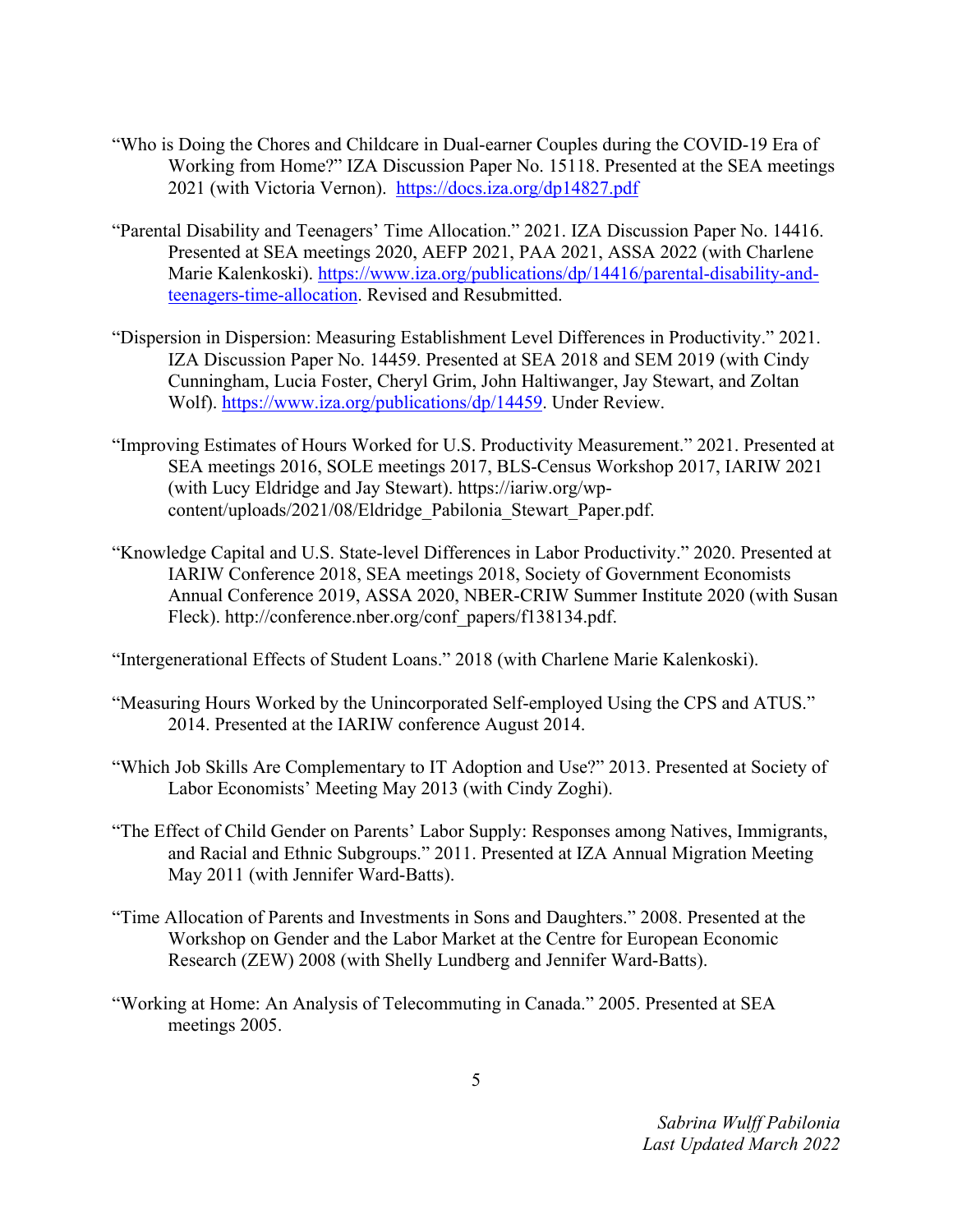"Who is Doing the Chores and Childcare in Dual-earner Couples during the COVID-19 Era of Working from Home?" IZA Discussion Paper No. 15118. Presented at the SEA meetings 2021 (with Victoria Vernon). [https://docs.iza.org/dp14827.pdf](https://docs.iza.org/dp14827.pdf)

"Parental Disability and Teenagers' Time Allocation." 2021. IZA Discussion Paper No. 14416. Presented at SEA meetings 2020, AEFP 2021, PAA 2021, ASSA 2022 (with Charlene Marie Kalenkoski). [https://www.iza.org/publications/dp/14416/parental-disability-and-teenagers-time-allocation](https://www.iza.org/publications/dp/14416/parental-disability-and-teenagers-time-allocation). Revised and Resubmitted.

"Dispersion in Dispersion: Measuring Establishment Level Differences in Productivity." 2021. IZA Discussion Paper No. 14459. Presented at SEA 2018 and SEM 2019 (with Cindy Cunningham, Lucia Foster, Cheryl Grim, John Haltiwanger, Jay Stewart, and Zoltan Wolf). [https://www.iza.org/publications/dp/14459](https://www.iza.org/publications/dp/14459). Under Review.

"Improving Estimates of Hours Worked for U.S. Productivity Measurement." 2021. Presented at SEA meetings 2016, SOLE meetings 2017, BLS-Census Workshop 2017, IARIW 2021 (with Lucy Eldridge and Jay Stewart). https://iariw.org/wp-content/uploads/2021/08/Eldridge_Pabilonia_Stewart_Paper.pdf.

"Knowledge Capital and U.S. State-level Differences in Labor Productivity." 2020. Presented at IARIW Conference 2018, SEA meetings 2018, Society of Government Economists Annual Conference 2019, ASSA 2020, NBER-CRIW Summer Institute 2020 (with Susan Fleck). http://conference.nber.org/conf_papers/f138134.pdf.

"Intergenerational Effects of Student Loans." 2018 (with Charlene Marie Kalenkoski).

"Measuring Hours Worked by the Unincorporated Self-employed Using the CPS and ATUS." 2014. Presented at the IARIW conference August 2014.

"Which Job Skills Are Complementary to IT Adoption and Use?" 2013. Presented at Society of Labor Economists' Meeting May 2013 (with Cindy Zoghi).

"The Effect of Child Gender on Parents' Labor Supply: Responses among Natives, Immigrants, and Racial and Ethnic Subgroups." 2011. Presented at IZA Annual Migration Meeting May 2011 (with Jennifer Ward-Batts).

"Time Allocation of Parents and Investments in Sons and Daughters." 2008. Presented at the Workshop on Gender and the Labor Market at the Centre for European Economic Research (ZEW) 2008 (with Shelly Lundberg and Jennifer Ward-Batts).

"Working at Home: An Analysis of Telecommuting in Canada." 2005. Presented at SEA meetings 2005.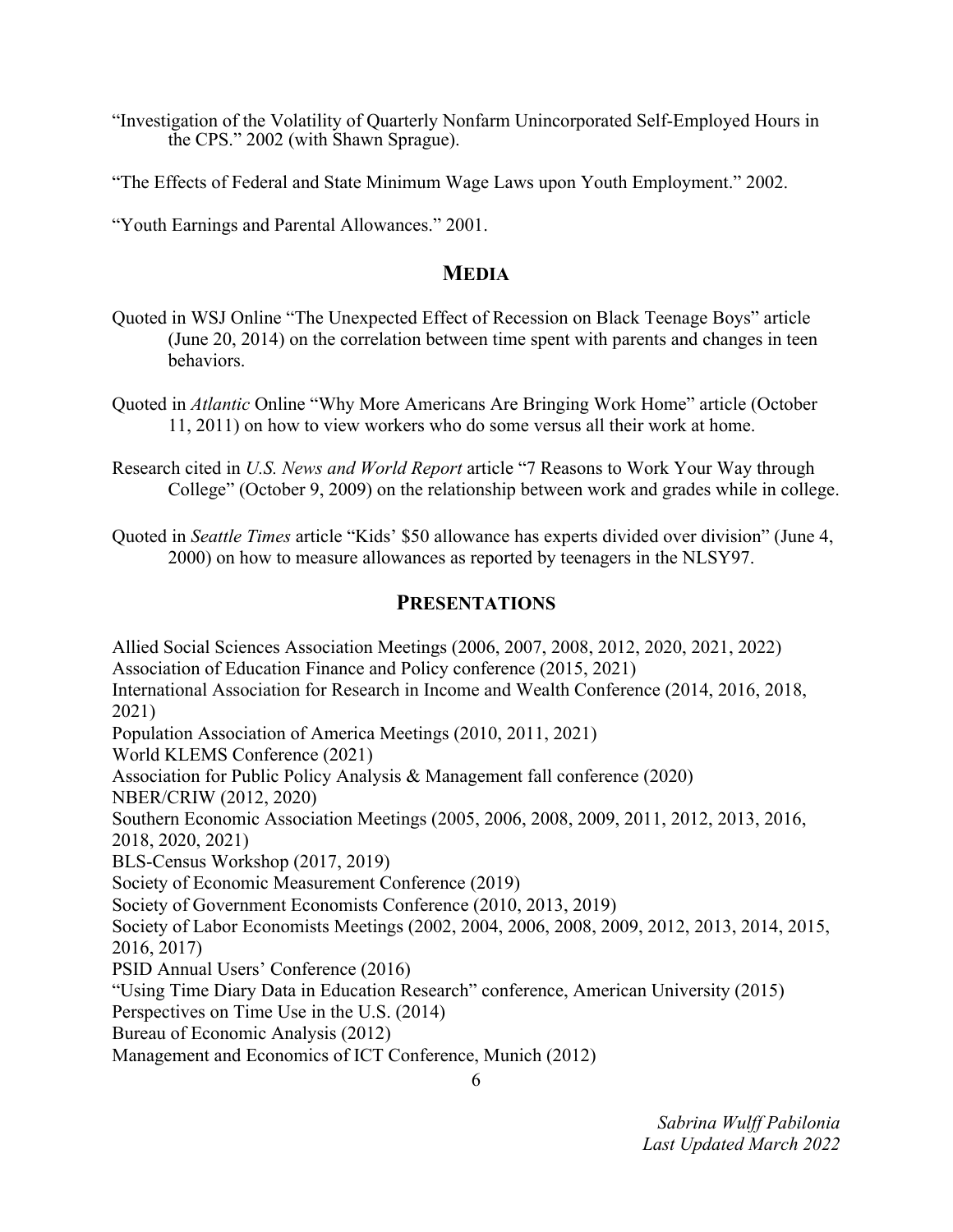"Investigation of the Volatility of Quarterly Nonfarm Unincorporated Self-Employed Hours in the CPS." 2002 (with Shawn Sprague).

"The Effects of Federal and State Minimum Wage Laws upon Youth Employment." 2002.

"Youth Earnings and Parental Allowances." 2001.

## MEDIA

Quoted in WSJ Online "The Unexpected Effect of Recession on Black Teenage Boys" article (June 20, 2014) on the correlation between time spent with parents and changes in teen behaviors.

Quoted in *Atlantic* Online "Why More Americans Are Bringing Work Home" article (October 11, 2011) on how to view workers who do some versus all their work at home.

Research cited in *U.S. News and World Report* article "7 Reasons to Work Your Way through College" (October 9, 2009) on the relationship between work and grades while in college.

Quoted in *Seattle Times* article "Kids' $50 allowance has experts divided over division" (June 4, 2000) on how to measure allowances as reported by teenagers in the NLSY97.

## PRESENTATIONS

Allied Social Sciences Association Meetings (2006, 2007, 2008, 2012, 2020, 2021, 2022)
Association of Education Finance and Policy conference (2015, 2021)
International Association for Research in Income and Wealth Conference (2014, 2016, 2018, 2021)
Population Association of America Meetings (2010, 2011, 2021)
World KLEMS Conference (2021)
Association for Public Policy Analysis & Management fall conference (2020)
NBER/CRIW (2012, 2020)
Southern Economic Association Meetings (2005, 2006, 2008, 2009, 2011, 2012, 2013, 2016, 2018, 2020, 2021)
BLS-Census Workshop (2017, 2019)
Society of Economic Measurement Conference (2019)
Society of Government Economists Conference (2010, 2013, 2019)
Society of Labor Economists Meetings (2002, 2004, 2006, 2008, 2009, 2012, 2013, 2014, 2015, 2016, 2017)
PSID Annual Users' Conference (2016)
"Using Time Diary Data in Education Research" conference, American University (2015)
Perspectives on Time Use in the U.S. (2014)
Bureau of Economic Analysis (2012)
Management and Economics of ICT Conference, Munich (2012)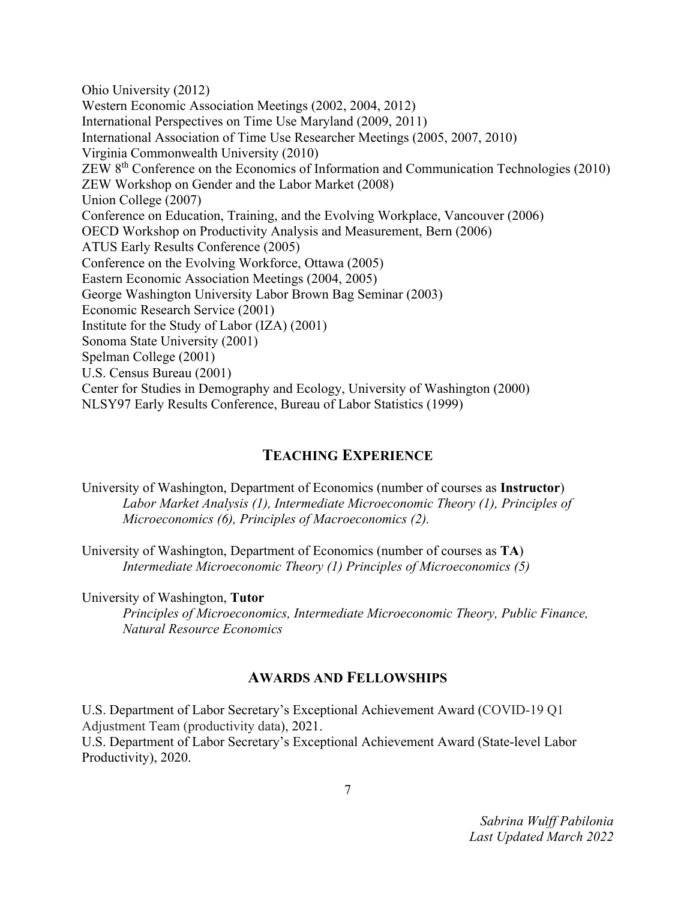Ohio University (2012)
Western Economic Association Meetings (2002, 2004, 2012)
International Perspectives on Time Use Maryland (2009, 2011)
International Association of Time Use Researcher Meetings (2005, 2007, 2010)
Virginia Commonwealth University (2010)
ZEW 8th Conference on the Economics of Information and Communication Technologies (2010)
ZEW Workshop on Gender and the Labor Market (2008)
Union College (2007)
Conference on Education, Training, and the Evolving Workplace, Vancouver (2006)
OECD Workshop on Productivity Analysis and Measurement, Bern (2006)
ATUS Early Results Conference (2005)
Conference on the Evolving Workforce, Ottawa (2005)
Eastern Economic Association Meetings (2004, 2005)
George Washington University Labor Brown Bag Seminar (2003)
Economic Research Service (2001)
Institute for the Study of Labor (IZA) (2001)
Sonoma State University (2001)
Spelman College (2001)
U.S. Census Bureau (2001)
Center for Studies in Demography and Ecology, University of Washington (2000)
NLSY97 Early Results Conference, Bureau of Labor Statistics (1999)

## TEACHING EXPERIENCE

University of Washington, Department of Economics (number of courses as **Instructor**)
*Labor Market Analysis (1), Intermediate Microeconomic Theory (1), Principles of Microeconomics (6), Principles of Macroeconomics (2).*

University of Washington, Department of Economics (number of courses as **TA**)
*Intermediate Microeconomic Theory (1) Principles of Microeconomics (5)*

University of Washington, **Tutor**
*Principles of Microeconomics, Intermediate Microeconomic Theory, Public Finance, Natural Resource Economics*

## AWARDS AND FELLOWSHIPS

U.S. Department of Labor Secretary's Exceptional Achievement Award (COVID-19 Q1 Adjustment Team (productivity data), 2021.
U.S. Department of Labor Secretary's Exceptional Achievement Award (State-level Labor Productivity), 2020.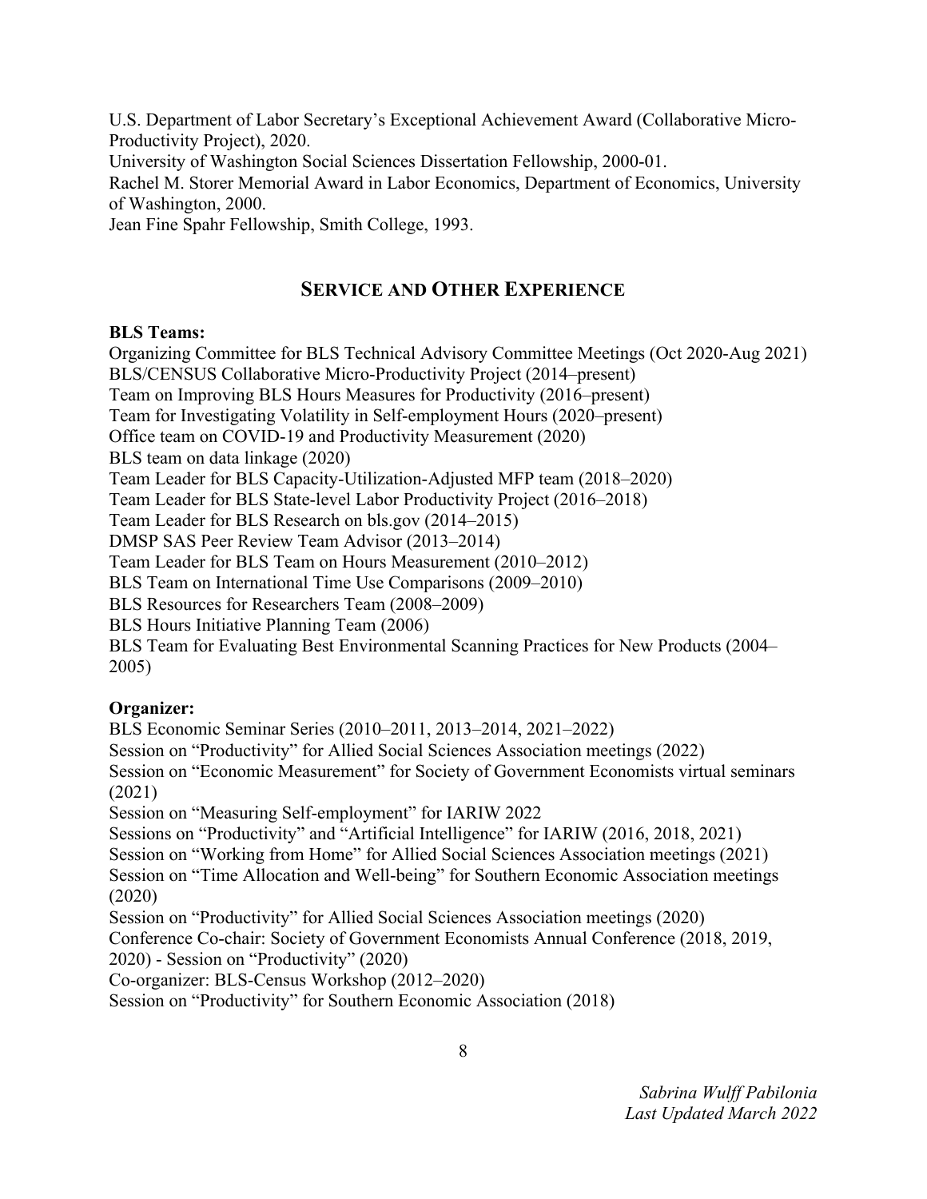U.S. Department of Labor Secretary's Exceptional Achievement Award (Collaborative Micro-Productivity Project), 2020.
University of Washington Social Sciences Dissertation Fellowship, 2000-01.
Rachel M. Storer Memorial Award in Labor Economics, Department of Economics, University of Washington, 2000.
Jean Fine Spahr Fellowship, Smith College, 1993.

## SERVICE AND OTHER EXPERIENCE

**BLS Teams:**

Organizing Committee for BLS Technical Advisory Committee Meetings (Oct 2020-Aug 2021)
BLS/CENSUS Collaborative Micro-Productivity Project (2014–present)
Team on Improving BLS Hours Measures for Productivity (2016–present)
Team for Investigating Volatility in Self-employment Hours (2020–present)
Office team on COVID-19 and Productivity Measurement (2020)
BLS team on data linkage (2020)
Team Leader for BLS Capacity-Utilization-Adjusted MFP team (2018–2020)
Team Leader for BLS State-level Labor Productivity Project (2016–2018)
Team Leader for BLS Research on bls.gov (2014–2015)
DMSP SAS Peer Review Team Advisor (2013–2014)
Team Leader for BLS Team on Hours Measurement (2010–2012)
BLS Team on International Time Use Comparisons (2009–2010)
BLS Resources for Researchers Team (2008–2009)
BLS Hours Initiative Planning Team (2006)
BLS Team for Evaluating Best Environmental Scanning Practices for New Products (2004–2005)

**Organizer:**

BLS Economic Seminar Series (2010–2011, 2013–2014, 2021–2022)
Session on "Productivity" for Allied Social Sciences Association meetings (2022)
Session on "Economic Measurement" for Society of Government Economists virtual seminars (2021)
Session on "Measuring Self-employment" for IARIW 2022
Sessions on "Productivity" and "Artificial Intelligence" for IARIW (2016, 2018, 2021)
Session on "Working from Home" for Allied Social Sciences Association meetings (2021)
Session on "Time Allocation and Well-being" for Southern Economic Association meetings (2020)
Session on "Productivity" for Allied Social Sciences Association meetings (2020)
Conference Co-chair: Society of Government Economists Annual Conference (2018, 2019, 2020) - Session on "Productivity" (2020)
Co-organizer: BLS-Census Workshop (2012–2020)
Session on "Productivity" for Southern Economic Association (2018)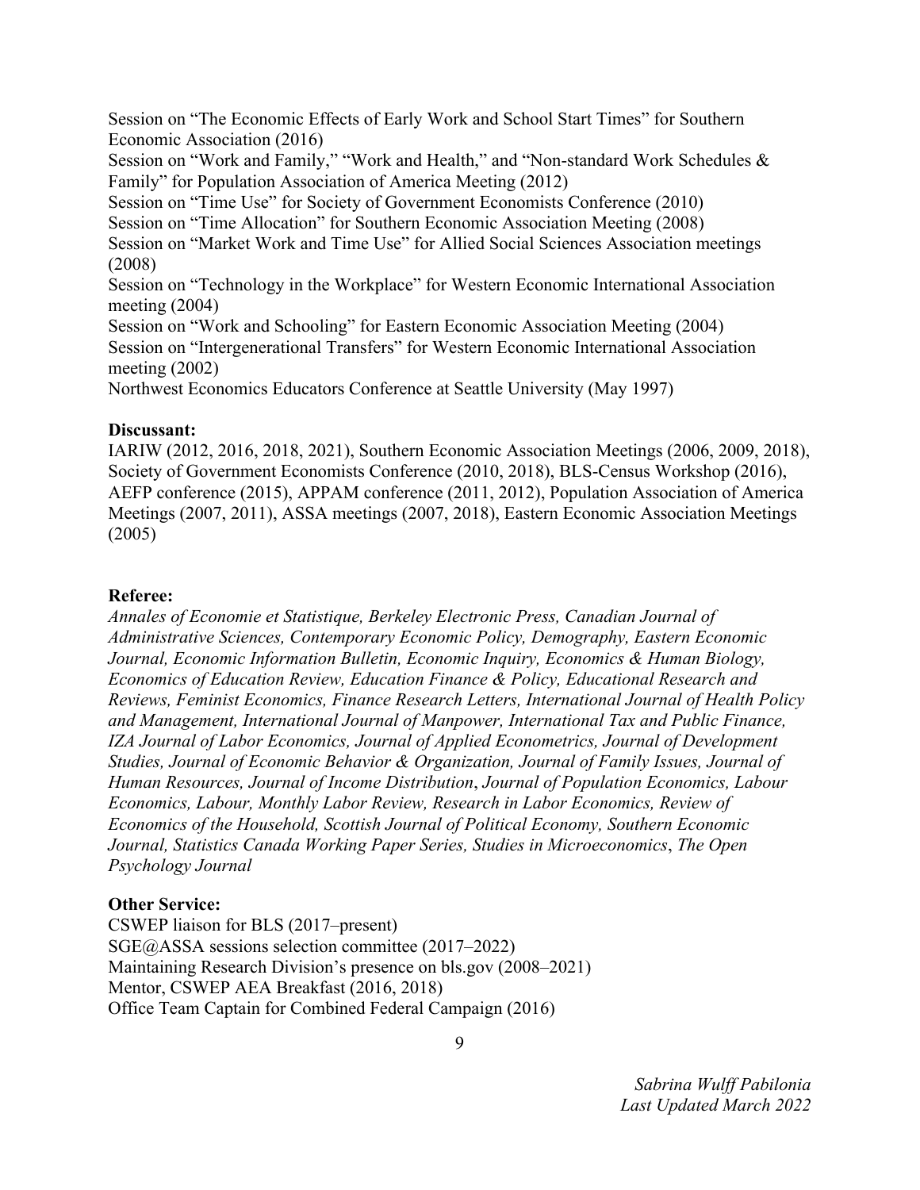Session on "The Economic Effects of Early Work and School Start Times" for Southern Economic Association (2016)
Session on "Work and Family," "Work and Health," and "Non-standard Work Schedules & Family" for Population Association of America Meeting (2012)
Session on "Time Use" for Society of Government Economists Conference (2010)
Session on "Time Allocation" for Southern Economic Association Meeting (2008)
Session on "Market Work and Time Use" for Allied Social Sciences Association meetings (2008)
Session on "Technology in the Workplace" for Western Economic International Association meeting (2004)
Session on "Work and Schooling" for Eastern Economic Association Meeting (2004)
Session on "Intergenerational Transfers" for Western Economic International Association meeting (2002)
Northwest Economics Educators Conference at Seattle University (May 1997)

**Discussant:**
IARIW (2012, 2016, 2018, 2021), Southern Economic Association Meetings (2006, 2009, 2018), Society of Government Economists Conference (2010, 2018), BLS-Census Workshop (2016), AEFP conference (2015), APPAM conference (2011, 2012), Population Association of America Meetings (2007, 2011), ASSA meetings (2007, 2018), Eastern Economic Association Meetings (2005)

**Referee:**
*Annales of Economie et Statistique, Berkeley Electronic Press, Canadian Journal of Administrative Sciences, Contemporary Economic Policy, Demography, Eastern Economic Journal, Economic Information Bulletin, Economic Inquiry, Economics & Human Biology, Economics of Education Review, Education Finance & Policy, Educational Research and Reviews, Feminist Economics, Finance Research Letters, International Journal of Health Policy and Management, International Journal of Manpower, International Tax and Public Finance, IZA Journal of Labor Economics, Journal of Applied Econometrics, Journal of Development Studies, Journal of Economic Behavior & Organization, Journal of Family Issues, Journal of Human Resources, Journal of Income Distribution*, *Journal of Population Economics, Labour Economics, Labour, Monthly Labor Review, Research in Labor Economics, Review of Economics of the Household, Scottish Journal of Political Economy, Southern Economic Journal, Statistics Canada Working Paper Series, Studies in Microeconomics*, *The Open Psychology Journal*

**Other Service:**
CSWEP liaison for BLS (2017–present)
SGE@ASSA sessions selection committee (2017–2022)
Maintaining Research Division's presence on bls.gov (2008–2021)
Mentor, CSWEP AEA Breakfast (2016, 2018)
Office Team Captain for Combined Federal Campaign (2016)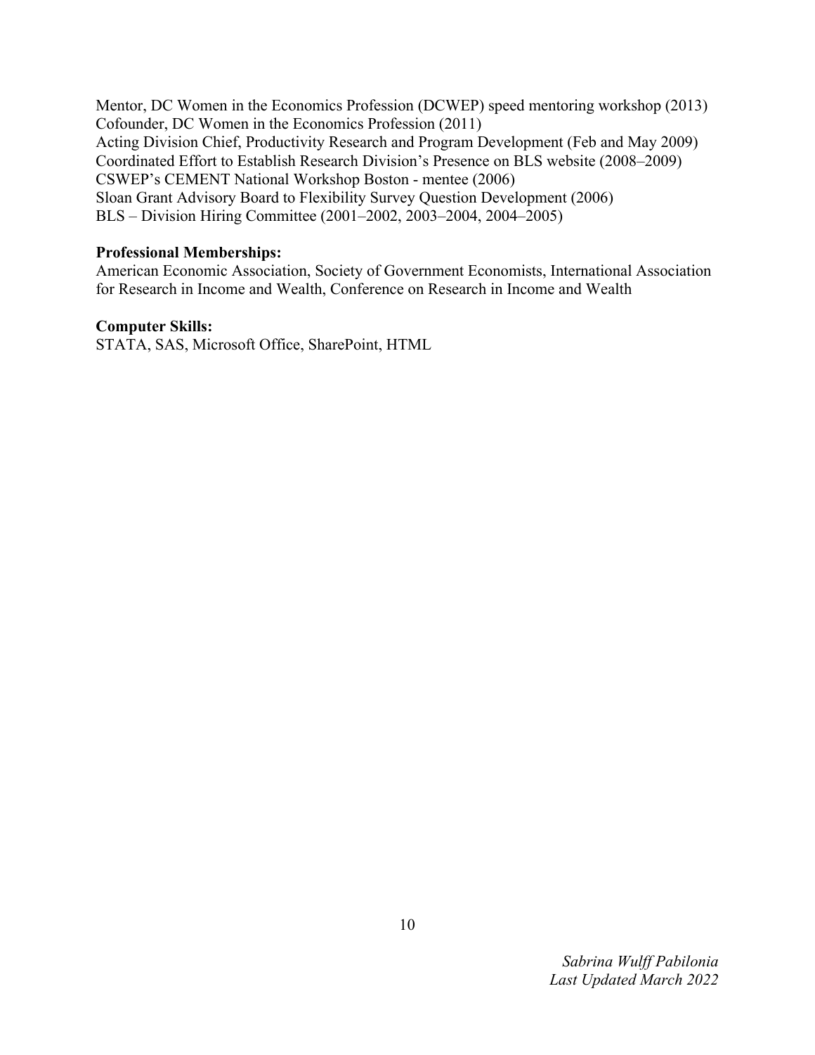Mentor, DC Women in the Economics Profession (DCWEP) speed mentoring workshop (2013)
Cofounder, DC Women in the Economics Profession (2011)
Acting Division Chief, Productivity Research and Program Development (Feb and May 2009)
Coordinated Effort to Establish Research Division's Presence on BLS website (2008–2009)
CSWEP's CEMENT National Workshop Boston - mentee (2006)
Sloan Grant Advisory Board to Flexibility Survey Question Development (2006)
BLS – Division Hiring Committee (2001–2002, 2003–2004, 2004–2005)

**Professional Memberships:**
American Economic Association, Society of Government Economists, International Association for Research in Income and Wealth, Conference on Research in Income and Wealth

**Computer Skills:**
STATA, SAS, Microsoft Office, SharePoint, HTML